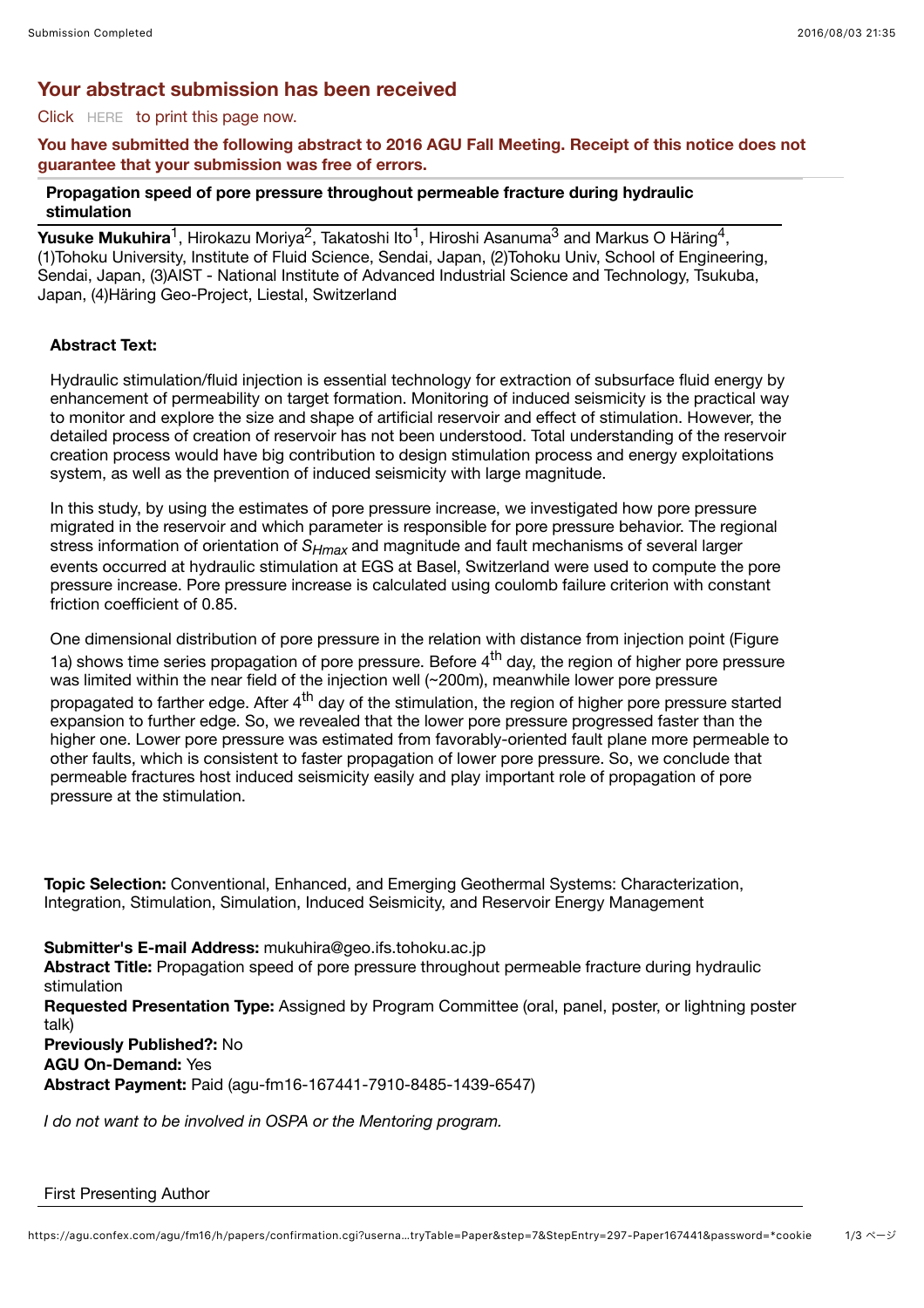## Your abstract submission has been received

Click HERE to print this page now.

**You have submitted the following abstract to 2016 AGU Fall Meeting. Receipt of this notice does not guarantee that your submission was free of errors.**

### Propagation speed of pore pressure throughout permeable fracture during hydraulic stimulation

**Yusuke Mukuhira**[1], Hirokazu Moriya[2], Takatoshi Ito[1], Hiroshi Asanuma[3] and Markus O Häring[4], (1)Tohoku University, Institute of Fluid Science, Sendai, Japan, (2)Tohoku Univ, School of Engineering, Sendai, Japan, (3)AIST - National Institute of Advanced Industrial Science and Technology, Tsukuba, Japan, (4)Häring Geo-Project, Liestal, Switzerland

**Abstract Text:**

Hydraulic stimulation/fluid injection is essential technology for extraction of subsurface fluid energy by enhancement of permeability on target formation. Monitoring of induced seismicity is the practical way to monitor and explore the size and shape of artificial reservoir and effect of stimulation. However, the detailed process of creation of reservoir has not been understood. Total understanding of the reservoir creation process would have big contribution to design stimulation process and energy exploitations system, as well as the prevention of induced seismicity with large magnitude.

In this study, by using the estimates of pore pressure increase, we investigated how pore pressure migrated in the reservoir and which parameter is responsible for pore pressure behavior. The regional stress information of orientation of $S_{Hmax}$ and magnitude and fault mechanisms of several larger events occurred at hydraulic stimulation at EGS at Basel, Switzerland were used to compute the pore pressure increase. Pore pressure increase is calculated using coulomb failure criterion with constant friction coefficient of 0.85.

One dimensional distribution of pore pressure in the relation with distance from injection point (Figure 1a) shows time series propagation of pore pressure. Before $4^{th}$ day, the region of higher pore pressure was limited within the near field of the injection well (~200m), meanwhile lower pore pressure propagated to farther edge. After $4^{th}$ day of the stimulation, the region of higher pore pressure started expansion to further edge. So, we revealed that the lower pore pressure progressed faster than the higher one. Lower pore pressure was estimated from favorably-oriented fault plane more permeable to other faults, which is consistent to faster propagation of lower pore pressure. So, we conclude that permeable fractures host induced seismicity easily and play important role of propagation of pore pressure at the stimulation.

**Topic Selection:** Conventional, Enhanced, and Emerging Geothermal Systems: Characterization, Integration, Stimulation, Simulation, Induced Seismicity, and Reservoir Energy Management

**Submitter's E-mail Address:** mukuhira@geo.ifs.tohoku.ac.jp

**Abstract Title:** Propagation speed of pore pressure throughout permeable fracture during hydraulic stimulation

**Requested Presentation Type:** Assigned by Program Committee (oral, panel, poster, or lightning poster talk)

**Previously Published?:** No

**AGU On-Demand:** Yes

**Abstract Payment:** Paid (agu-fm16-167441-7910-8485-1439-6547)

*I do not want to be involved in OSPA or the Mentoring program.*

First Presenting Author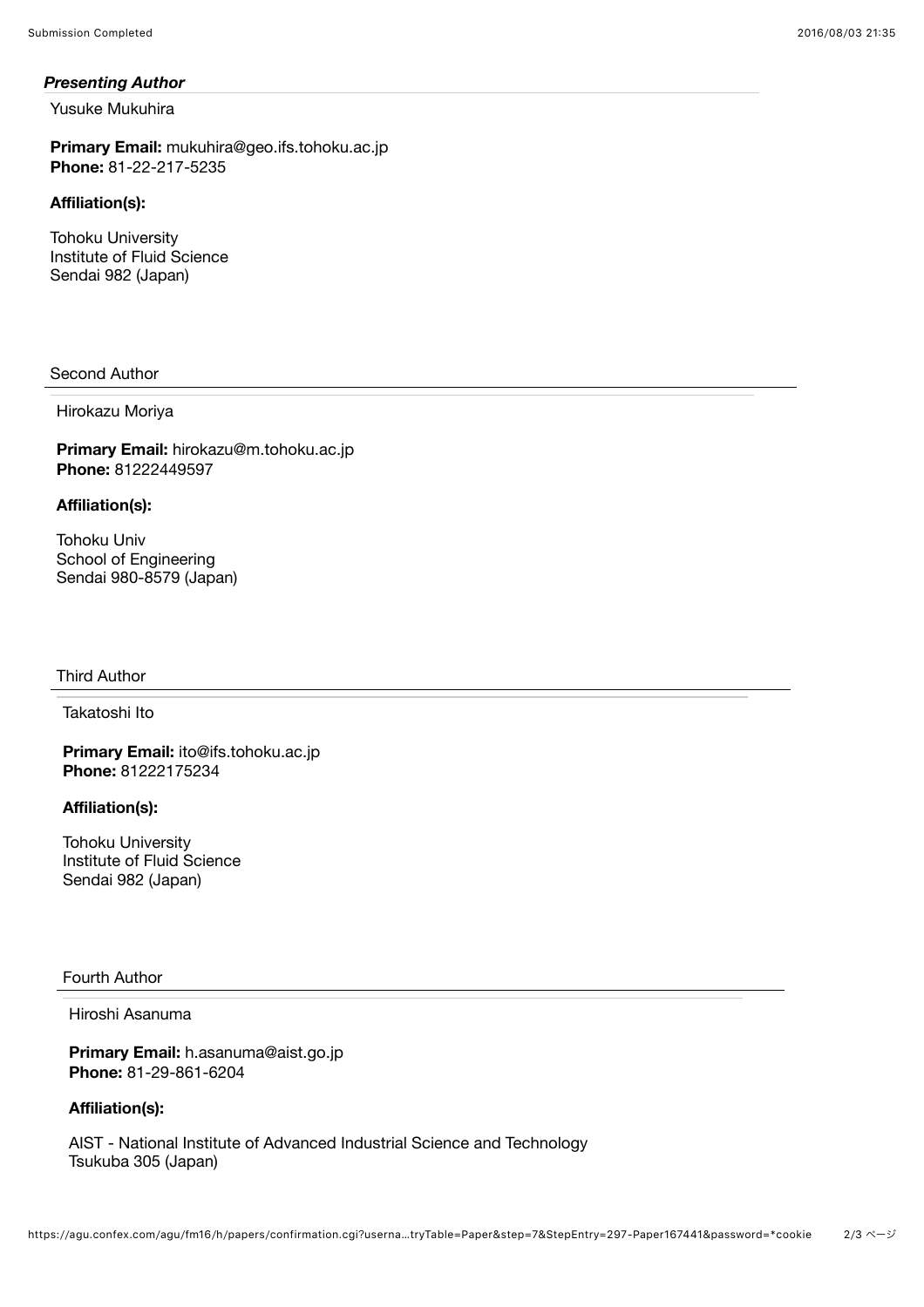### *Presenting Author*

Yusuke Mukuhira

**Primary Email:** mukuhira@geo.ifs.tohoku.ac.jp
**Phone:** 81-22-217-5235

**Affiliation(s):**

Tohoku University
Institute of Fluid Science
Sendai 982 (Japan)

### Second Author

Hirokazu Moriya

**Primary Email:** hirokazu@m.tohoku.ac.jp
**Phone:** 81222449597

**Affiliation(s):**

Tohoku Univ
School of Engineering
Sendai 980-8579 (Japan)

### Third Author

Takatoshi Ito

**Primary Email:** ito@ifs.tohoku.ac.jp
**Phone:** 81222175234

**Affiliation(s):**

Tohoku University
Institute of Fluid Science
Sendai 982 (Japan)

### Fourth Author

Hiroshi Asanuma

**Primary Email:** h.asanuma@aist.go.jp
**Phone:** 81-29-861-6204

**Affiliation(s):**

AIST - National Institute of Advanced Industrial Science and Technology
Tsukuba 305 (Japan)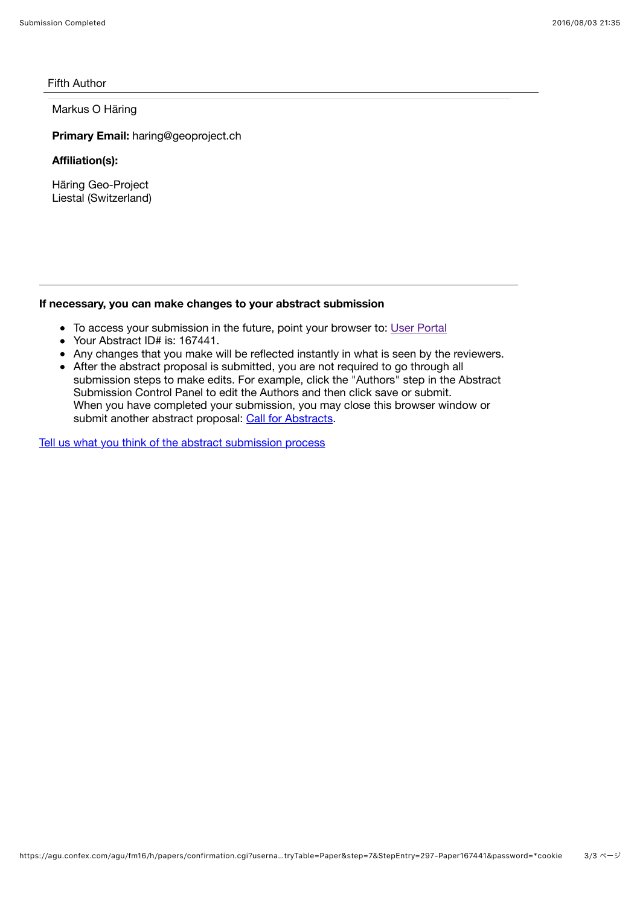Fifth Author

Markus O Häring

**Primary Email:** haring@geoproject.ch

**Affiliation(s):**

Häring Geo-Project
Liestal (Switzerland)

**If necessary, you can make changes to your abstract submission**

- To access your submission in the future, point your browser to: User Portal
- Your Abstract ID# is: 167441.
- Any changes that you make will be reflected instantly in what is seen by the reviewers.
- After the abstract proposal is submitted, you are not required to go through all submission steps to make edits. For example, click the "Authors" step in the Abstract Submission Control Panel to edit the Authors and then click save or submit.
  When you have completed your submission, you may close this browser window or submit another abstract proposal: Call for Abstracts.

Tell us what you think of the abstract submission process